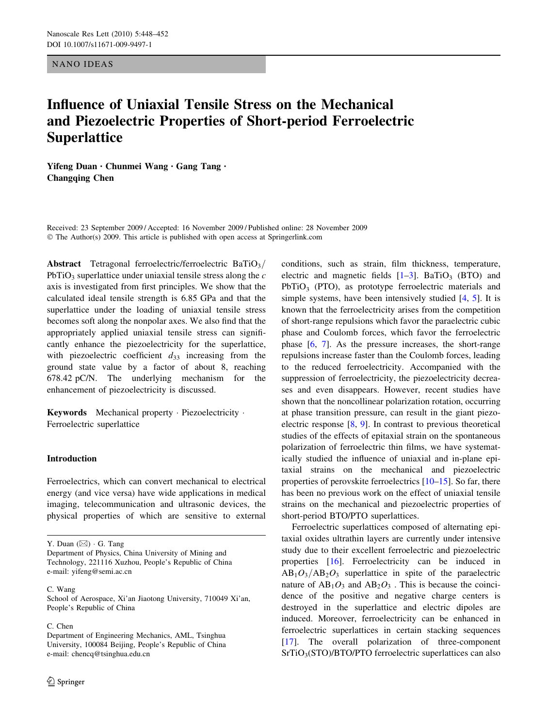NANO IDEAS

# Influence of Uniaxial Tensile Stress on the Mechanical and Piezoelectric Properties of Short-period Ferroelectric Superlattice

**Yifeng Duan · Chunmei Wang · Gang Tang · Changqing Chen**

Received: 23 September 2009 / Accepted: 16 November 2009 / Published online: 28 November 2009
© The Author(s) 2009. This article is published with open access at Springerlink.com

**Abstract** Tetragonal ferroelectric/ferroelectric $BaTiO_3$/$PbTiO_3$ superlattice under uniaxial tensile stress along the $c$ axis is investigated from first principles. We show that the calculated ideal tensile strength is 6.85 GPa and that the superlattice under the loading of uniaxial tensile stress becomes soft along the nonpolar axes. We also find that the appropriately applied uniaxial tensile stress can significantly enhance the piezoelectricity for the superlattice, with piezoelectric coefficient $d_{33}$ increasing from the ground state value by a factor of about 8, reaching 678.42 pC/N. The underlying mechanism for the enhancement of piezoelectricity is discussed.

**Keywords** Mechanical property · Piezoelectricity · Ferroelectric superlattice

## Introduction

Ferroelectrics, which can convert mechanical to electrical energy (and vice versa) have wide applications in medical imaging, telecommunication and ultrasonic devices, the physical properties of which are sensitive to external conditions, such as strain, film thickness, temperature, electric and magnetic fields [1–3]. $BaTiO_3$ (BTO) and $PbTiO_3$ (PTO), as prototype ferroelectric materials and simple systems, have been intensively studied [4, 5]. It is known that the ferroelectricity arises from the competition of short-range repulsions which favor the paraelectric cubic phase and Coulomb forces, which favor the ferroelectric phase [6, 7]. As the pressure increases, the short-range repulsions increase faster than the Coulomb forces, leading to the reduced ferroelectricity. Accompanied with the suppression of ferroelectricity, the piezoelectricity decreases and even disappears. However, recent studies have shown that the noncollinear polarization rotation, occurring at phase transition pressure, can result in the giant piezoelectric response [8, 9]. In contrast to previous theoretical studies of the effects of epitaxial strain on the spontaneous polarization of ferroelectric thin films, we have systematically studied the influence of uniaxial and in-plane epitaxial strains on the mechanical and piezoelectric properties of perovskite ferroelectrics [10–15]. So far, there has been no previous work on the effect of uniaxial tensile strains on the mechanical and piezoelectric properties of short-period BTO/PTO superlattices.

Ferroelectric superlattices composed of alternating epitaxial oxides ultrathin layers are currently under intensive study due to their excellent ferroelectric and piezoelectric properties [16]. Ferroelectricity can be induced in $AB_1O_3/AB_2O_3$ superlattice in spite of the paraelectric nature of $AB_1O_3$ and $AB_2O_3$. This is because the coincidence of the positive and negative charge centers is destroyed in the superlattice and electric dipoles are induced. Moreover, ferroelectricity can be enhanced in ferroelectric superlattices in certain stacking sequences [17]. The overall polarization of three-component $SrTiO_3$(STO)/BTO/PTO ferroelectric superlattices can also

Y. Duan (✉) · G. Tang
Department of Physics, China University of Mining and Technology, 221116 Xuzhou, People's Republic of China
e-mail: yifeng@semi.ac.cn

C. Wang
School of Aerospace, Xi'an Jiaotong University, 710049 Xi'an, People's Republic of China

C. Chen
Department of Engineering Mechanics, AML, Tsinghua University, 100084 Beijing, People's Republic of China
e-mail: chencq@tsinghua.edu.cn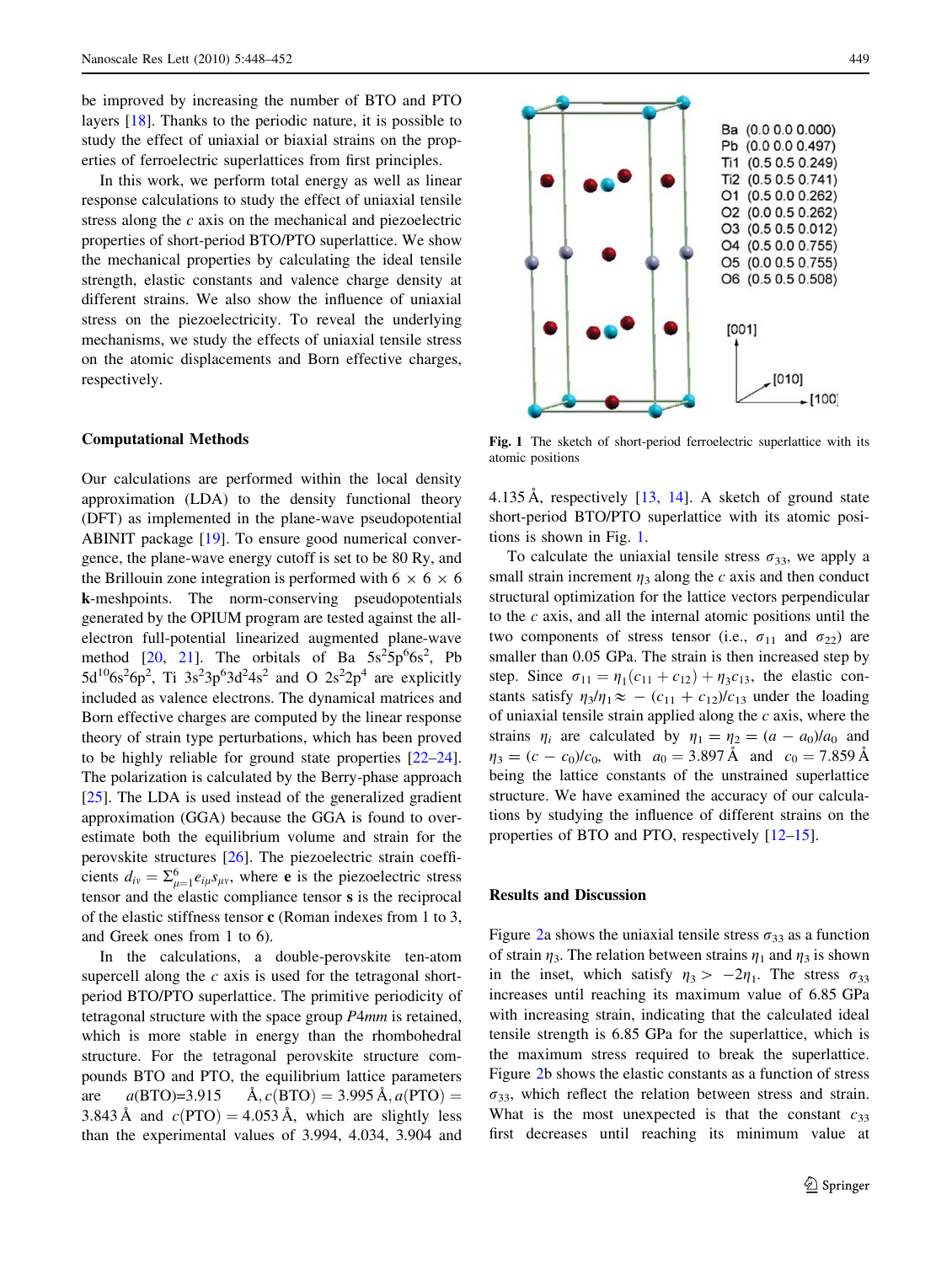be improved by increasing the number of BTO and PTO layers [18]. Thanks to the periodic nature, it is possible to study the effect of uniaxial or biaxial strains on the properties of ferroelectric superlattices from first principles.

In this work, we perform total energy as well as linear response calculations to study the effect of uniaxial tensile stress along the *c* axis on the mechanical and piezoelectric properties of short-period BTO/PTO superlattice. We show the mechanical properties by calculating the ideal tensile strength, elastic constants and valence charge density at different strains. We also show the influence of uniaxial stress on the piezoelectricity. To reveal the underlying mechanisms, we study the effects of uniaxial tensile stress on the atomic displacements and Born effective charges, respectively.

## Computational Methods

Our calculations are performed within the local density approximation (LDA) to the density functional theory (DFT) as implemented in the plane-wave pseudopotential ABINIT package [19]. To ensure good numerical convergence, the plane-wave energy cutoff is set to be 80 Ry, and the Brillouin zone integration is performed with $6 \times 6 \times 6$ **k**-meshpoints. The norm-conserving pseudopotentials generated by the OPIUM program are tested against the all-electron full-potential linearized augmented plane-wave method [20, 21]. The orbitals of Ba $5s^2 5p^6 6s^2$, Pb $5d^{10} 6s^2 6p^2$, Ti $3s^2 3p^6 3d^2 4s^2$ and O $2s^2 2p^4$ are explicitly included as valence electrons. The dynamical matrices and Born effective charges are computed by the linear response theory of strain type perturbations, which has been proved to be highly reliable for ground state properties [22–24]. The polarization is calculated by the Berry-phase approach [25]. The LDA is used instead of the generalized gradient approximation (GGA) because the GGA is found to overestimate both the equilibrium volume and strain for the perovskite structures [26]. The piezoelectric strain coefficients $d_{i\nu} = \Sigma_{\mu=1}^{6} e_{i\mu} s_{\mu\nu}$, where $\mathbf{e}$ is the piezoelectric stress tensor and the elastic compliance tensor $\mathbf{s}$ is the reciprocal of the elastic stiffness tensor $\mathbf{c}$ (Roman indexes from 1 to 3, and Greek ones from 1 to 6).

In the calculations, a double-perovskite ten-atom supercell along the *c* axis is used for the tetragonal short-period BTO/PTO superlattice. The primitive periodicity of tetragonal structure with the space group *P*4*mm* is retained, which is more stable in energy than the rhombohedral structure. For the tetragonal perovskite structure compounds BTO and PTO, the equilibrium lattice parameters are $a(\text{BTO}) = 3.915$ Å, $c(\text{BTO}) = 3.995$ Å, $a(\text{PTO}) = 3.843$ Å and $c(\text{PTO}) = 4.053$ Å, which are slightly less than the experimental values of 3.994, 4.034, 3.904 and 4.135 Å, respectively [13, 14]. A sketch of ground state short-period BTO/PTO superlattice with its atomic positions is shown in Fig. 1.

Ba (0.0 0.0 0.000)
Pb (0.0 0.0 0.497)
Ti1 (0.5 0.5 0.249)
Ti2 (0.5 0.5 0.741)
O1 (0.5 0.0 0.262)
O2 (0.0 0.5 0.262)
O3 (0.5 0.5 0.012)
O4 (0.5 0.0 0.755)
O5 (0.0 0.5 0.755)
O6 (0.5 0.5 0.508)
[001]
[010]
[100]

Fig. 1 The sketch of short-period ferroelectric superlattice with its atomic positions

To calculate the uniaxial tensile stress $\sigma_{33}$, we apply a small strain increment $\eta_3$ along the *c* axis and then conduct structural optimization for the lattice vectors perpendicular to the *c* axis, and all the internal atomic positions until the two components of stress tensor (i.e., $\sigma_{11}$ and $\sigma_{22}$) are smaller than 0.05 GPa. The strain is then increased step by step. Since $\sigma_{11} = \eta_1(c_{11} + c_{12}) + \eta_3 c_{13}$, the elastic constants satisfy $\eta_3/\eta_1 \approx -(c_{11} + c_{12})/c_{13}$ under the loading of uniaxial tensile strain applied along the *c* axis, where the strains $\eta_i$ are calculated by $\eta_1 = \eta_2 = (a - a_0)/a_0$ and $\eta_3 = (c - c_0)/c_0$, with $a_0 = 3.897$ Å and $c_0 = 7.859$ Å being the lattice constants of the unstrained superlattice structure. We have examined the accuracy of our calculations by studying the influence of different strains on the properties of BTO and PTO, respectively [12–15].

## Results and Discussion

Figure 2a shows the uniaxial tensile stress $\sigma_{33}$ as a function of strain $\eta_3$. The relation between strains $\eta_1$ and $\eta_3$ is shown in the inset, which satisfy $\eta_3 > -2\eta_1$. The stress $\sigma_{33}$ increases until reaching its maximum value of 6.85 GPa with increasing strain, indicating that the calculated ideal tensile strength is 6.85 GPa for the superlattice, which is the maximum stress required to break the superlattice. Figure 2b shows the elastic constants as a function of stress $\sigma_{33}$, which reflect the relation between stress and strain. What is the most unexpected is that the constant $c_{33}$ first decreases until reaching its minimum value at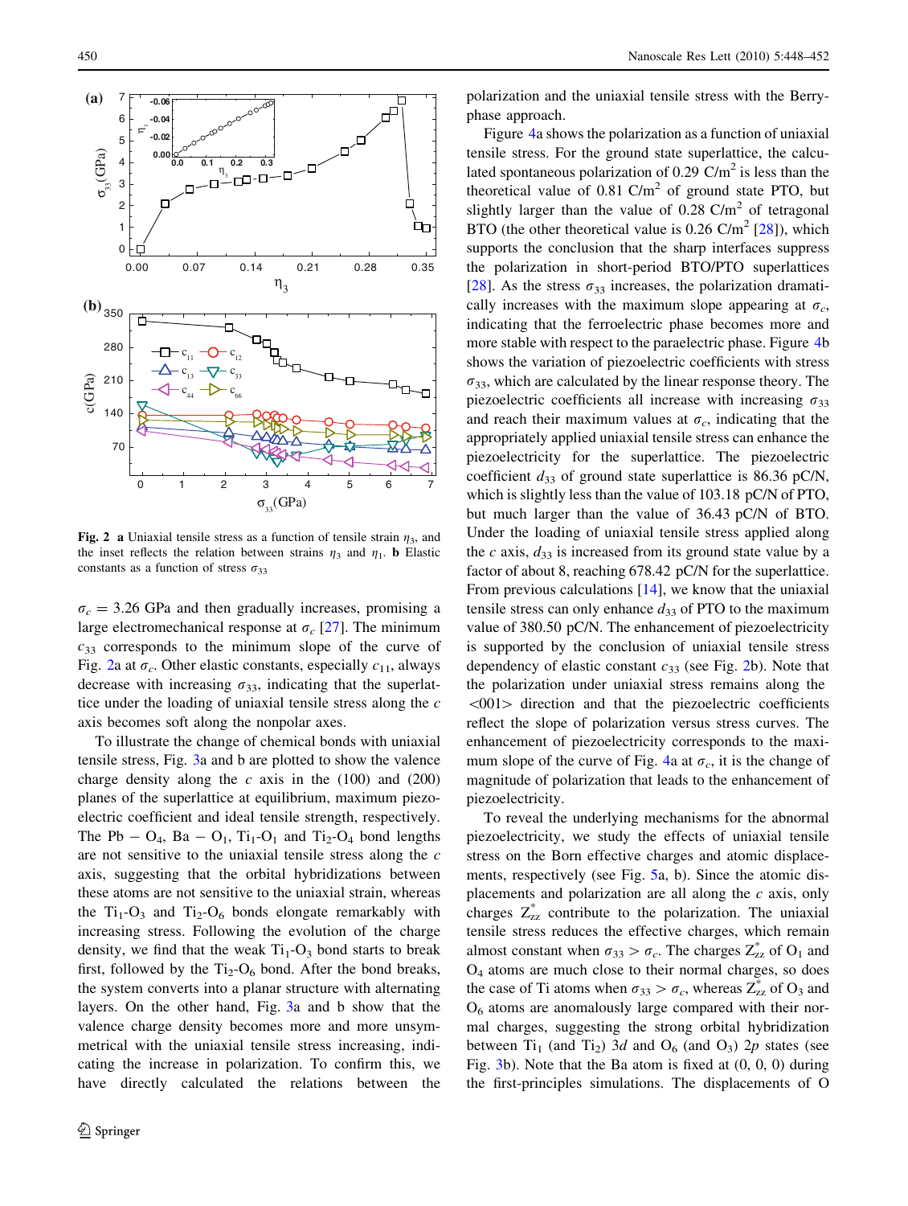(a)

$\sigma_{33}$ (GPa)

7
6
5
4
3
2
1
0

0.00 0.07 0.14 0.21 0.28 0.35

$\eta_3$

$\eta_1$

-0.06
-0.04
-0.02
0.00

0.0 0.1 0.2 0.3

$\eta_3$

(b)

c(GPa)

350
280
210
140
70

0 1 2 3 4 5 6 7

$\sigma_{33}$(GPa)

$c_{11}$ $c_{12}$ $c_{13}$ $c_{33}$ $c_{44}$ $c_{66}$

**Fig. 2** **a** Uniaxial tensile stress as a function of tensile strain $\eta_3$, and the inset reflects the relation between strains $\eta_3$ and $\eta_1$. **b** Elastic constants as a function of stress $\sigma_{33}$

$\sigma_c = 3.26$ GPa and then gradually increases, promising a large electromechanical response at $\sigma_c$ [27]. The minimum $c_{33}$ corresponds to the minimum slope of the curve of Fig. 2a at $\sigma_c$. Other elastic constants, especially $c_{11}$, always decrease with increasing $\sigma_{33}$, indicating that the superlattice under the loading of uniaxial tensile stress along the $c$ axis becomes soft along the nonpolar axes.

To illustrate the change of chemical bonds with uniaxial tensile stress, Fig. 3a and b are plotted to show the valence charge density along the $c$ axis in the (100) and (200) planes of the superlattice at equilibrium, maximum piezoelectric coefficient and ideal tensile strength, respectively. The Pb $-$ $O_4$, Ba $-$ $O_1$, $Ti_1$-$O_1$ and $Ti_2$-$O_4$ bond lengths are not sensitive to the uniaxial tensile stress along the $c$ axis, suggesting that the orbital hybridizations between these atoms are not sensitive to the uniaxial strain, whereas the $Ti_1$-$O_3$ and $Ti_2$-$O_6$ bonds elongate remarkably with increasing stress. Following the evolution of the charge density, we find that the weak $Ti_1$-$O_3$ bond starts to break first, followed by the $Ti_2$-$O_6$ bond. After the bond breaks, the system converts into a planar structure with alternating layers. On the other hand, Fig. 3a and b show that the valence charge density becomes more and more unsymmetrical with the uniaxial tensile stress increasing, indicating the increase in polarization. To confirm this, we have directly calculated the relations between the polarization and the uniaxial tensile stress with the Berry-phase approach.

Figure 4a shows the polarization as a function of uniaxial tensile stress. For the ground state superlattice, the calculated spontaneous polarization of 0.29 C/m$^2$ is less than the theoretical value of 0.81 C/m$^2$ of ground state PTO, but slightly larger than the value of 0.28 C/m$^2$ of tetragonal BTO (the other theoretical value is 0.26 C/m$^2$ [28]), which supports the conclusion that the sharp interfaces suppress the polarization in short-period BTO/PTO superlattices [28]. As the stress $\sigma_{33}$ increases, the polarization dramatically increases with the maximum slope appearing at $\sigma_c$, indicating that the ferroelectric phase becomes more and more stable with respect to the paraelectric phase. Figure 4b shows the variation of piezoelectric coefficients with stress $\sigma_{33}$, which are calculated by the linear response theory. The piezoelectric coefficients all increase with increasing $\sigma_{33}$ and reach their maximum values at $\sigma_c$, indicating that the appropriately applied uniaxial tensile stress can enhance the piezoelectricity for the superlattice. The piezoelectric coefficient $d_{33}$ of ground state superlattice is 86.36 pC/N, which is slightly less than the value of 103.18 pC/N of PTO, but much larger than the value of 36.43 pC/N of BTO. Under the loading of uniaxial tensile stress applied along the $c$ axis, $d_{33}$ is increased from its ground state value by a factor of about 8, reaching 678.42 pC/N for the superlattice. From previous calculations [14], we know that the uniaxial tensile stress can only enhance $d_{33}$ of PTO to the maximum value of 380.50 pC/N. The enhancement of piezoelectricity is supported by the conclusion of uniaxial tensile stress dependency of elastic constant $c_{33}$ (see Fig. 2b). Note that the polarization under uniaxial stress remains along the <001> direction and that the piezoelectric coefficients reflect the slope of polarization versus stress curves. The enhancement of piezoelectricity corresponds to the maximum slope of the curve of Fig. 4a at $\sigma_c$, it is the change of magnitude of polarization that leads to the enhancement of piezoelectricity.

To reveal the underlying mechanisms for the abnormal piezoelectricity, we study the effects of uniaxial tensile stress on the Born effective charges and atomic displacements, respectively (see Fig. 5a, b). Since the atomic displacements and polarization are all along the $c$ axis, only charges $Z^*_{zz}$ contribute to the polarization. The uniaxial tensile stress reduces the effective charges, which remain almost constant when $\sigma_{33} > \sigma_c$. The charges $Z^*_{zz}$ of $O_1$ and $O_4$ atoms are much close to their normal charges, so does the case of Ti atoms when $\sigma_{33} > \sigma_c$, whereas $Z^*_{zz}$ of $O_3$ and $O_6$ atoms are anomalously large compared with their normal charges, suggesting the strong orbital hybridization between $Ti_1$ (and $Ti_2$) 3$d$ and $O_6$ (and $O_3$) 2$p$ states (see Fig. 3b). Note that the Ba atom is fixed at (0, 0, 0) during the first-principles simulations. The displacements of O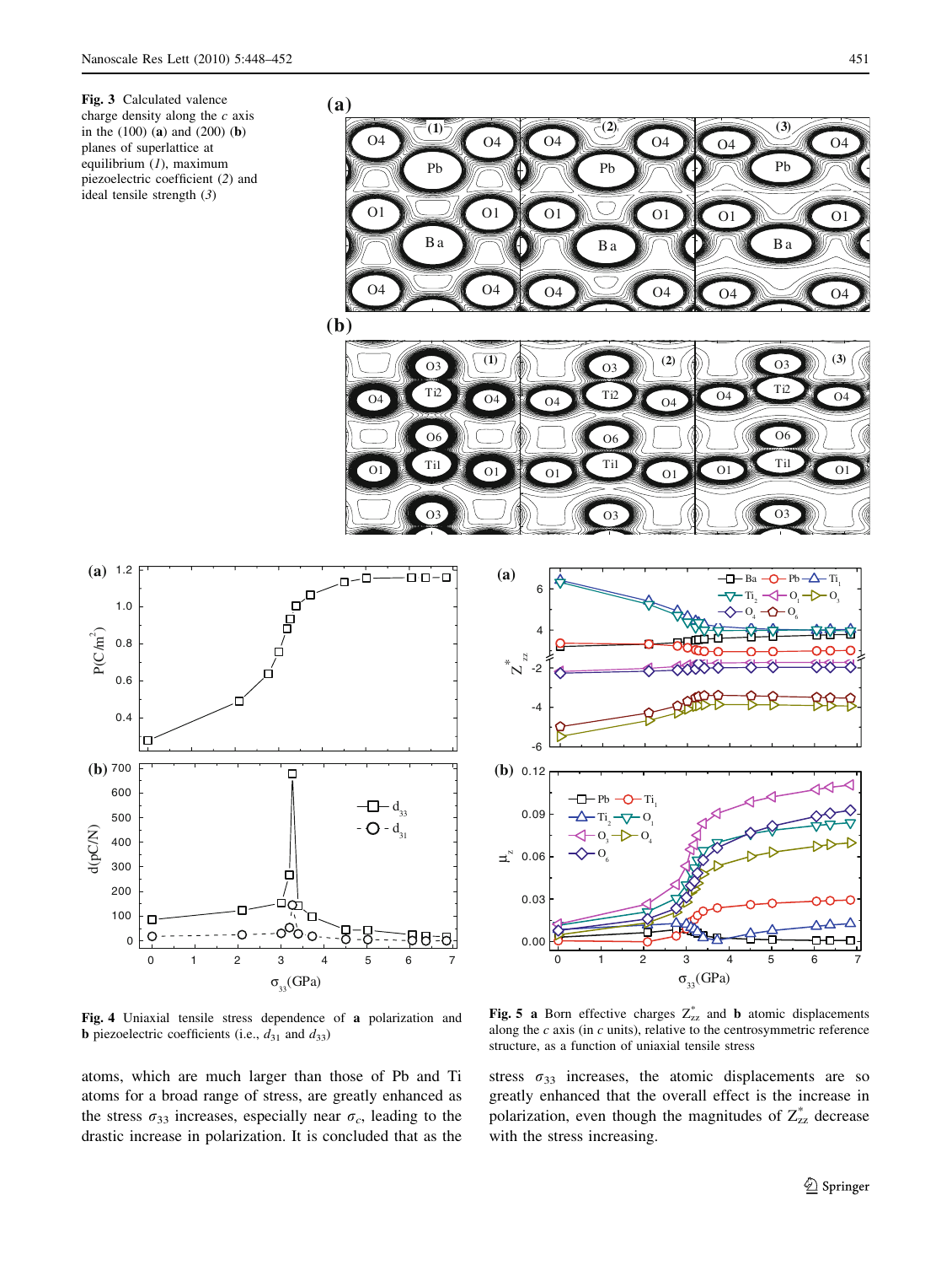**Fig. 3** Calculated valence charge density along the $c$ axis in the (100) (**a**) and (200) (**b**) planes of superlattice at equilibrium (*1*), maximum piezoelectric coefficient (*2*) and ideal tensile strength (*3*)

(a)

(1) (2) (3)

O4 O4 Pb O1 O1 Ba O4 O4

(b)

(1) (2) (3)

O3 Ti2 O4 O4 O6 Til O1 O1 O3

(a)

P(C/m$^2$)

(b)

d(pC/N)

$d_{33}$

$d_{31}$

$\sigma_{33}$(GPa)

**Fig. 4** Uniaxial tensile stress dependence of **a** polarization and **b** piezoelectric coefficients (i.e., $d_{31}$ and $d_{33}$)

(a)

$Z^*_{zz}$

Ba Pb $Ti_1$ $Ti_2$ $O_1$ $O_3$ $O_4$ $O_6$

(b)

$\mu_z$

Pb $Ti_1$ $Ti_2$ $O_1$ $O_3$ $O_4$ $O_6$

$\sigma_{33}$(GPa)

**Fig. 5** **a** Born effective charges $Z^*_{zz}$ and **b** atomic displacements along the $c$ axis (in $c$ units), relative to the centrosymmetric reference structure, as a function of uniaxial tensile stress

atoms, which are much larger than those of Pb and Ti atoms for a broad range of stress, are greatly enhanced as the stress $\sigma_{33}$ increases, especially near $\sigma_c$, leading to the drastic increase in polarization. It is concluded that as the stress $\sigma_{33}$ increases, the atomic displacements are so greatly enhanced that the overall effect is the increase in polarization, even though the magnitudes of $Z^*_{zz}$ decrease with the stress increasing.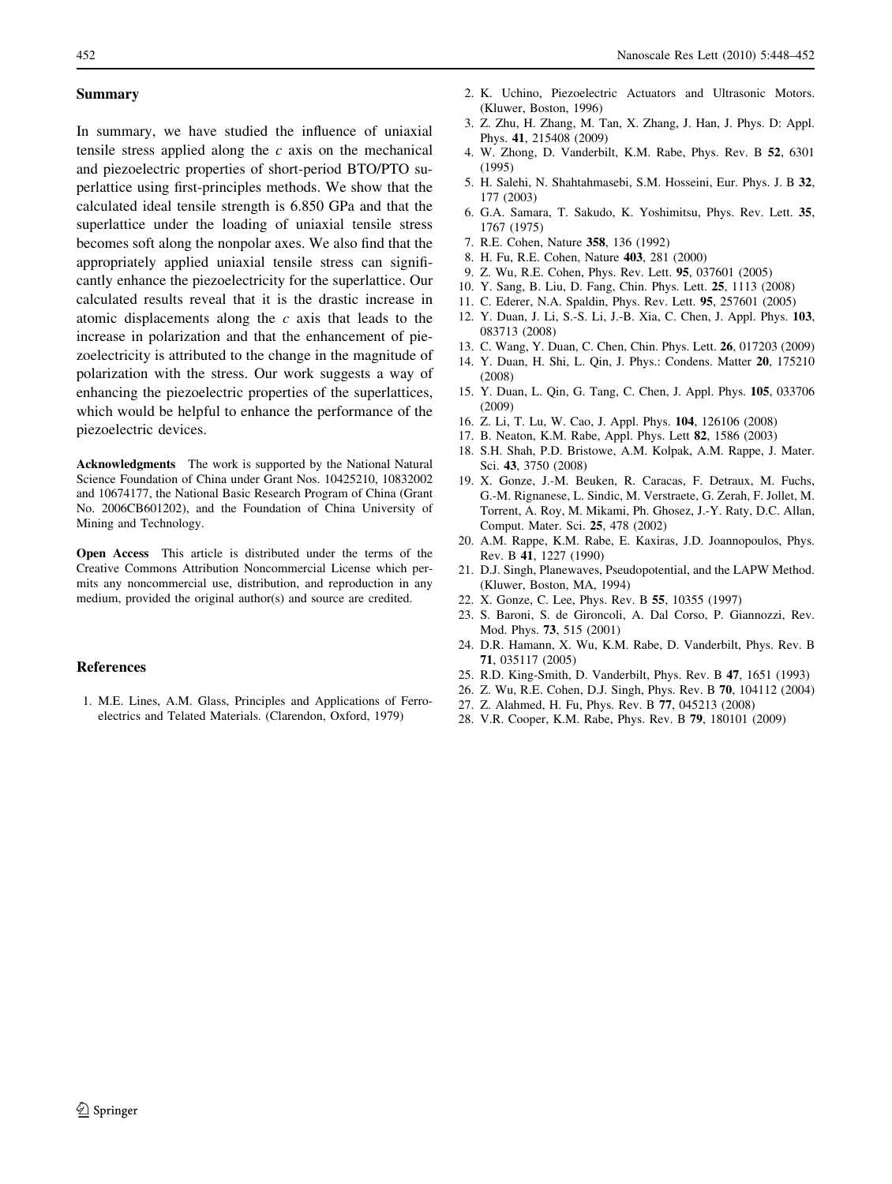## Summary

In summary, we have studied the influence of uniaxial tensile stress applied along the $c$ axis on the mechanical and piezoelectric properties of short-period BTO/PTO superlattice using first-principles methods. We show that the calculated ideal tensile strength is 6.850 GPa and that the superlattice under the loading of uniaxial tensile stress becomes soft along the nonpolar axes. We also find that the appropriately applied uniaxial tensile stress can significantly enhance the piezoelectricity for the superlattice. Our calculated results reveal that it is the drastic increase in atomic displacements along the $c$ axis that leads to the increase in polarization and that the enhancement of piezoelectricity is attributed to the change in the magnitude of polarization with the stress. Our work suggests a way of enhancing the piezoelectric properties of the superlattices, which would be helpful to enhance the performance of the piezoelectric devices.

**Acknowledgments** The work is supported by the National Natural Science Foundation of China under Grant Nos. 10425210, 10832002 and 10674177, the National Basic Research Program of China (Grant No. 2006CB601202), and the Foundation of China University of Mining and Technology.

**Open Access** This article is distributed under the terms of the Creative Commons Attribution Noncommercial License which permits any noncommercial use, distribution, and reproduction in any medium, provided the original author(s) and source are credited.

## References

1. M.E. Lines, A.M. Glass, Principles and Applications of Ferroelectrics and Telated Materials. (Clarendon, Oxford, 1979)
2. K. Uchino, Piezoelectric Actuators and Ultrasonic Motors. (Kluwer, Boston, 1996)
3. Z. Zhu, H. Zhang, M. Tan, X. Zhang, J. Han, J. Phys. D: Appl. Phys. **41**, 215408 (2009)
4. W. Zhong, D. Vanderbilt, K.M. Rabe, Phys. Rev. B **52**, 6301 (1995)
5. H. Salehi, N. Shahtahmasebi, S.M. Hosseini, Eur. Phys. J. B **32**, 177 (2003)
6. G.A. Samara, T. Sakudo, K. Yoshimitsu, Phys. Rev. Lett. **35**, 1767 (1975)
7. R.E. Cohen, Nature **358**, 136 (1992)
8. H. Fu, R.E. Cohen, Nature **403**, 281 (2000)
9. Z. Wu, R.E. Cohen, Phys. Rev. Lett. **95**, 037601 (2005)
10. Y. Sang, B. Liu, D. Fang, Chin. Phys. Lett. **25**, 1113 (2008)
11. C. Ederer, N.A. Spaldin, Phys. Rev. Lett. **95**, 257601 (2005)
12. Y. Duan, J. Li, S.-S. Li, J.-B. Xia, C. Chen, J. Appl. Phys. **103**, 083713 (2008)
13. C. Wang, Y. Duan, C. Chen, Chin. Phys. Lett. **26**, 017203 (2009)
14. Y. Duan, H. Shi, L. Qin, J. Phys.: Condens. Matter **20**, 175210 (2008)
15. Y. Duan, L. Qin, G. Tang, C. Chen, J. Appl. Phys. **105**, 033706 (2009)
16. Z. Li, T. Lu, W. Cao, J. Appl. Phys. **104**, 126106 (2008)
17. B. Neaton, K.M. Rabe, Appl. Phys. Lett **82**, 1586 (2003)
18. S.H. Shah, P.D. Bristowe, A.M. Kolpak, A.M. Rappe, J. Mater. Sci. **43**, 3750 (2008)
19. X. Gonze, J.-M. Beuken, R. Caracas, F. Detraux, M. Fuchs, G.-M. Rignanese, L. Sindic, M. Verstraete, G. Zerah, F. Jollet, M. Torrent, A. Roy, M. Mikami, Ph. Ghosez, J.-Y. Raty, D.C. Allan, Comput. Mater. Sci. **25**, 478 (2002)
20. A.M. Rappe, K.M. Rabe, E. Kaxiras, J.D. Joannopoulos, Phys. Rev. B **41**, 1227 (1990)
21. D.J. Singh, Planewaves, Pseudopotential, and the LAPW Method. (Kluwer, Boston, MA, 1994)
22. X. Gonze, C. Lee, Phys. Rev. B **55**, 10355 (1997)
23. S. Baroni, S. de Gironcoli, A. Dal Corso, P. Giannozzi, Rev. Mod. Phys. **73**, 515 (2001)
24. D.R. Hamann, X. Wu, K.M. Rabe, D. Vanderbilt, Phys. Rev. B **71**, 035117 (2005)
25. R.D. King-Smith, D. Vanderbilt, Phys. Rev. B **47**, 1651 (1993)
26. Z. Wu, R.E. Cohen, D.J. Singh, Phys. Rev. B **70**, 104112 (2004)
27. Z. Alahmed, H. Fu, Phys. Rev. B **77**, 045213 (2008)
28. V.R. Cooper, K.M. Rabe, Phys. Rev. B **79**, 180101 (2009)